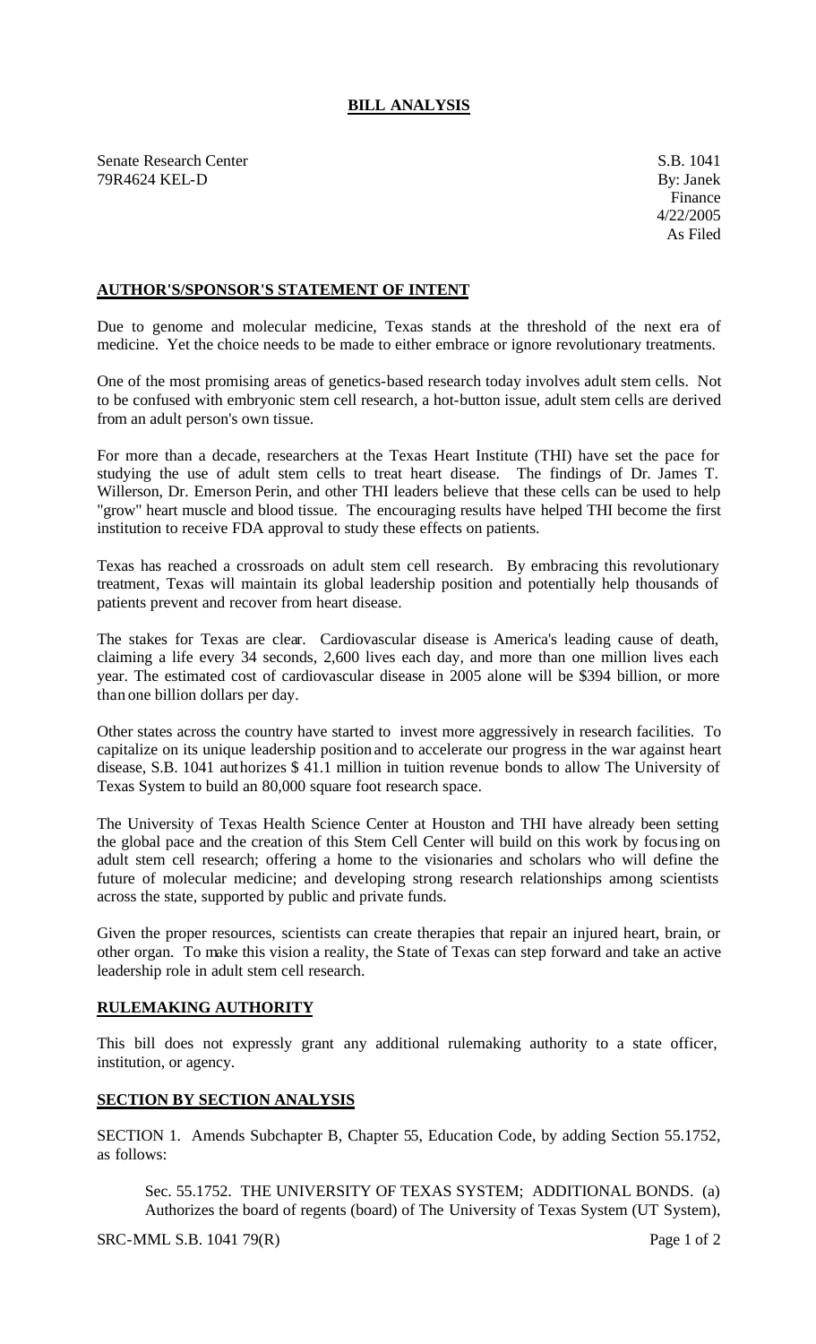# BILL ANALYSIS

Senate Research Center
79R4624 KEL-D

S.B. 1041
By: Janek
Finance
4/22/2005
As Filed

## AUTHOR'S/SPONSOR'S STATEMENT OF INTENT

Due to genome and molecular medicine, Texas stands at the threshold of the next era of medicine. Yet the choice needs to be made to either embrace or ignore revolutionary treatments.

One of the most promising areas of genetics-based research today involves adult stem cells. Not to be confused with embryonic stem cell research, a hot-button issue, adult stem cells are derived from an adult person's own tissue.

For more than a decade, researchers at the Texas Heart Institute (THI) have set the pace for studying the use of adult stem cells to treat heart disease. The findings of Dr. James T. Willerson, Dr. Emerson Perin, and other THI leaders believe that these cells can be used to help "grow" heart muscle and blood tissue. The encouraging results have helped THI become the first institution to receive FDA approval to study these effects on patients.

Texas has reached a crossroads on adult stem cell research. By embracing this revolutionary treatment, Texas will maintain its global leadership position and potentially help thousands of patients prevent and recover from heart disease.

The stakes for Texas are clear. Cardiovascular disease is America's leading cause of death, claiming a life every 34 seconds, 2,600 lives each day, and more than one million lives each year. The estimated cost of cardiovascular disease in 2005 alone will be $394 billion, or more than one billion dollars per day.

Other states across the country have started to invest more aggressively in research facilities. To capitalize on its unique leadership position and to accelerate our progress in the war against heart disease, S.B. 1041 authorizes $ 41.1 million in tuition revenue bonds to allow The University of Texas System to build an 80,000 square foot research space.

The University of Texas Health Science Center at Houston and THI have already been setting the global pace and the creation of this Stem Cell Center will build on this work by focusing on adult stem cell research; offering a home to the visionaries and scholars who will define the future of molecular medicine; and developing strong research relationships among scientists across the state, supported by public and private funds.

Given the proper resources, scientists can create therapies that repair an injured heart, brain, or other organ. To make this vision a reality, the State of Texas can step forward and take an active leadership role in adult stem cell research.

## RULEMAKING AUTHORITY

This bill does not expressly grant any additional rulemaking authority to a state officer, institution, or agency.

## SECTION BY SECTION ANALYSIS

SECTION 1. Amends Subchapter B, Chapter 55, Education Code, by adding Section 55.1752, as follows:

Sec. 55.1752. THE UNIVERSITY OF TEXAS SYSTEM; ADDITIONAL BONDS. (a) Authorizes the board of regents (board) of The University of Texas System (UT System),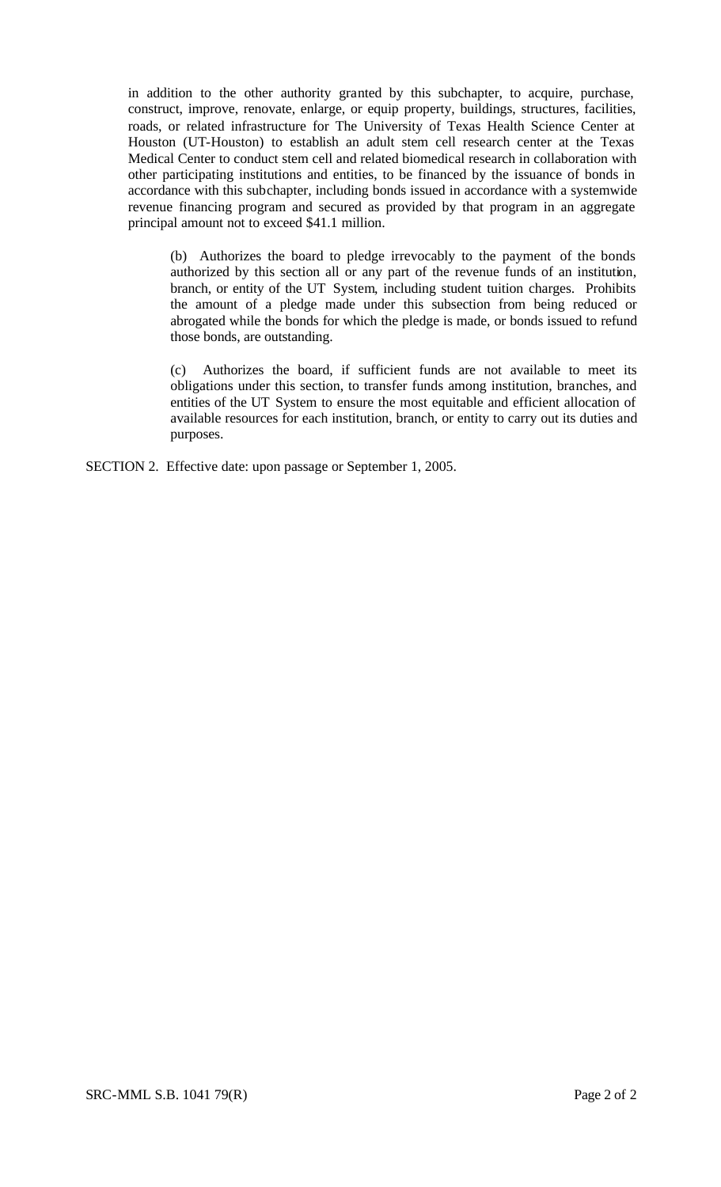in addition to the other authority granted by this subchapter, to acquire, purchase, construct, improve, renovate, enlarge, or equip property, buildings, structures, facilities, roads, or related infrastructure for The University of Texas Health Science Center at Houston (UT-Houston) to establish an adult stem cell research center at the Texas Medical Center to conduct stem cell and related biomedical research in collaboration with other participating institutions and entities, to be financed by the issuance of bonds in accordance with this subchapter, including bonds issued in accordance with a systemwide revenue financing program and secured as provided by that program in an aggregate principal amount not to exceed $41.1 million.

(b) Authorizes the board to pledge irrevocably to the payment of the bonds authorized by this section all or any part of the revenue funds of an institution, branch, or entity of the UT System, including student tuition charges. Prohibits the amount of a pledge made under this subsection from being reduced or abrogated while the bonds for which the pledge is made, or bonds issued to refund those bonds, are outstanding.

(c) Authorizes the board, if sufficient funds are not available to meet its obligations under this section, to transfer funds among institution, branches, and entities of the UT System to ensure the most equitable and efficient allocation of available resources for each institution, branch, or entity to carry out its duties and purposes.

SECTION 2. Effective date: upon passage or September 1, 2005.